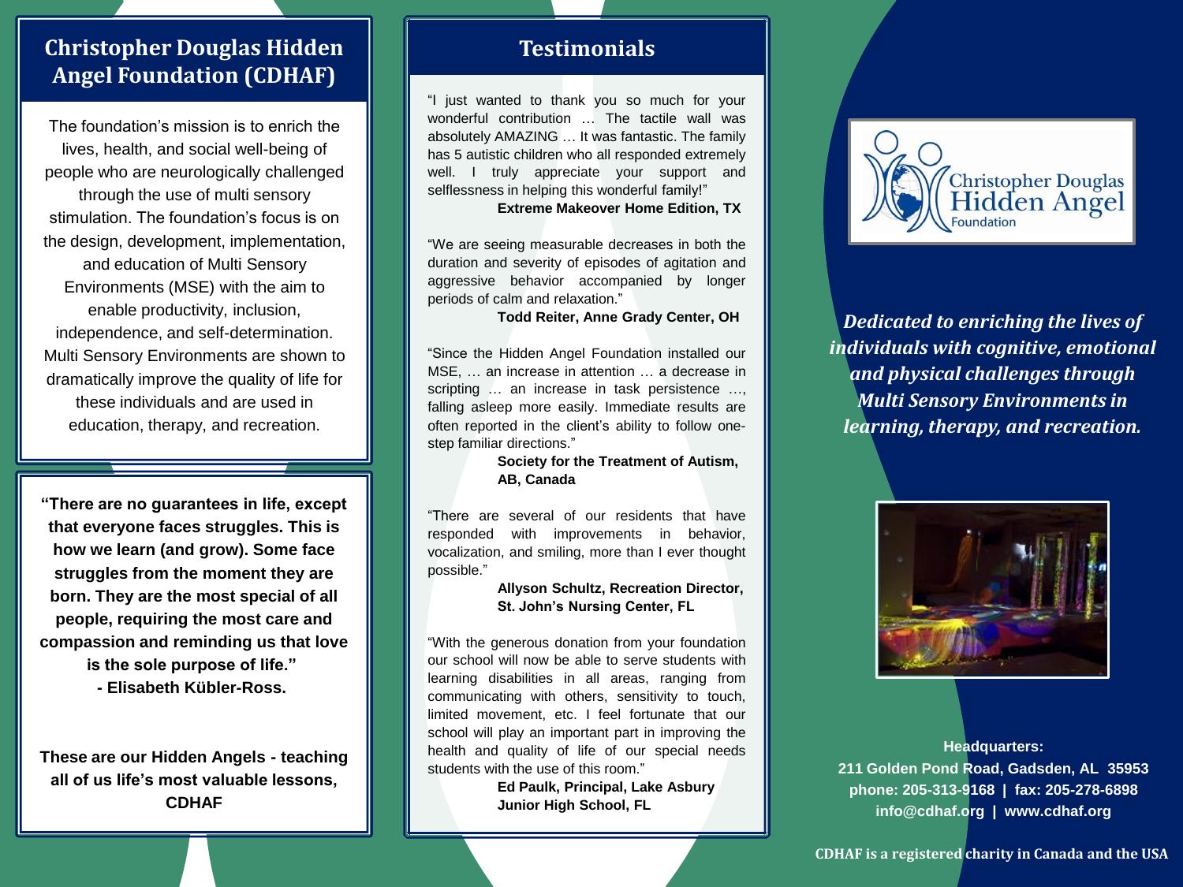## Christopher Douglas Hidden Angel Foundation (CDHAF)

The foundation's mission is to enrich the lives, health, and social well-being of people who are neurologically challenged through the use of multi sensory stimulation. The foundation's focus is on the design, development, implementation, and education of Multi Sensory Environments (MSE) with the aim to enable productivity, inclusion, independence, and self-determination. Multi Sensory Environments are shown to dramatically improve the quality of life for these individuals and are used in education, therapy, and recreation.

**"There are no guarantees in life, except that everyone faces struggles. This is how we learn (and grow). Some face struggles from the moment they are born. They are the most special of all people, requiring the most care and compassion and reminding us that love is the sole purpose of life."**
**- Elisabeth Kübler-Ross.**

**These are our Hidden Angels - teaching all of us life's most valuable lessons, CDHAF**

## Testimonials

"I just wanted to thank you so much for your wonderful contribution … The tactile wall was absolutely AMAZING … It was fantastic. The family has 5 autistic children who all responded extremely well. I truly appreciate your support and selflessness in helping this wonderful family!"
**Extreme Makeover Home Edition, TX**

"We are seeing measurable decreases in both the duration and severity of episodes of agitation and aggressive behavior accompanied by longer periods of calm and relaxation."
**Todd Reiter, Anne Grady Center, OH**

"Since the Hidden Angel Foundation installed our MSE, … an increase in attention … a decrease in scripting … an increase in task persistence …, falling asleep more easily. Immediate results are often reported in the client's ability to follow one-step familiar directions."
**Society for the Treatment of Autism, AB, Canada**

"There are several of our residents that have responded with improvements in behavior, vocalization, and smiling, more than I ever thought possible."
**Allyson Schultz, Recreation Director, St. John's Nursing Center, FL**

"With the generous donation from your foundation our school will now be able to serve students with learning disabilities in all areas, ranging from communicating with others, sensitivity to touch, limited movement, etc. I feel fortunate that our school will play an important part in improving the health and quality of life of our special needs students with the use of this room."
**Ed Paulk, Principal, Lake Asbury Junior High School, FL**

Christopher Douglas Hidden Angel Foundation

***Dedicated to enriching the lives of individuals with cognitive, emotional and physical challenges through Multi Sensory Environments in learning, therapy, and recreation.***

**Headquarters:**
**211 Golden Pond Road, Gadsden, AL 35953**
**phone: 205-313-9168 | fax: 205-278-6898**
**info@cdhaf.org | www.cdhaf.org**

**CDHAF is a registered charity in Canada and the USA**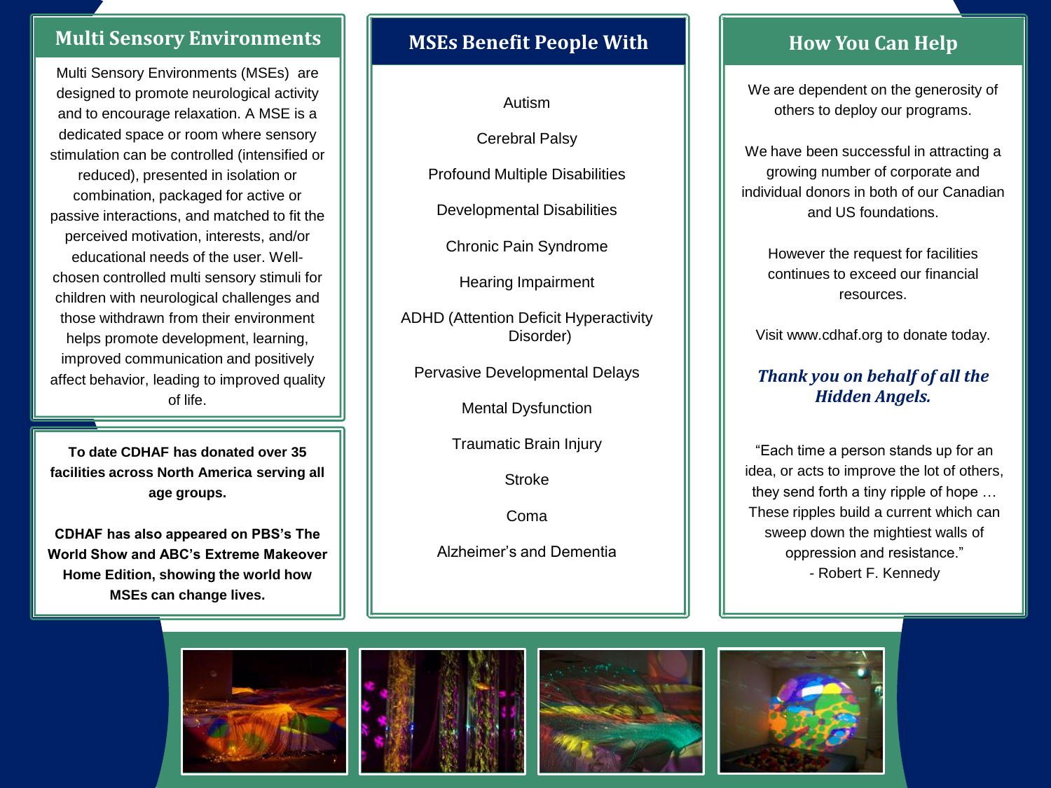## Multi Sensory Environments

Multi Sensory Environments (MSEs) are designed to promote neurological activity and to encourage relaxation. A MSE is a dedicated space or room where sensory stimulation can be controlled (intensified or reduced), presented in isolation or combination, packaged for active or passive interactions, and matched to fit the perceived motivation, interests, and/or educational needs of the user. Well-chosen controlled multi sensory stimuli for children with neurological challenges and those withdrawn from their environment helps promote development, learning, improved communication and positively affect behavior, leading to improved quality of life.

**To date CDHAF has donated over 35 facilities across North America serving all age groups.**

**CDHAF has also appeared on PBS's The World Show and ABC's Extreme Makeover Home Edition, showing the world how MSEs can change lives.**

## MSEs Benefit People With

Autism

Cerebral Palsy

Profound Multiple Disabilities

Developmental Disabilities

Chronic Pain Syndrome

Hearing Impairment

ADHD (Attention Deficit Hyperactivity Disorder)

Pervasive Developmental Delays

Mental Dysfunction

Traumatic Brain Injury

Stroke

Coma

Alzheimer's and Dementia

## How You Can Help

We are dependent on the generosity of others to deploy our programs.

We have been successful in attracting a growing number of corporate and individual donors in both of our Canadian and US foundations.

However the request for facilities continues to exceed our financial resources.

Visit www.cdhaf.org to donate today.

***Thank you on behalf of all the Hidden Angels.***

"Each time a person stands up for an idea, or acts to improve the lot of others, they send forth a tiny ripple of hope … These ripples build a current which can sweep down the mightiest walls of oppression and resistance."
- Robert F. Kennedy